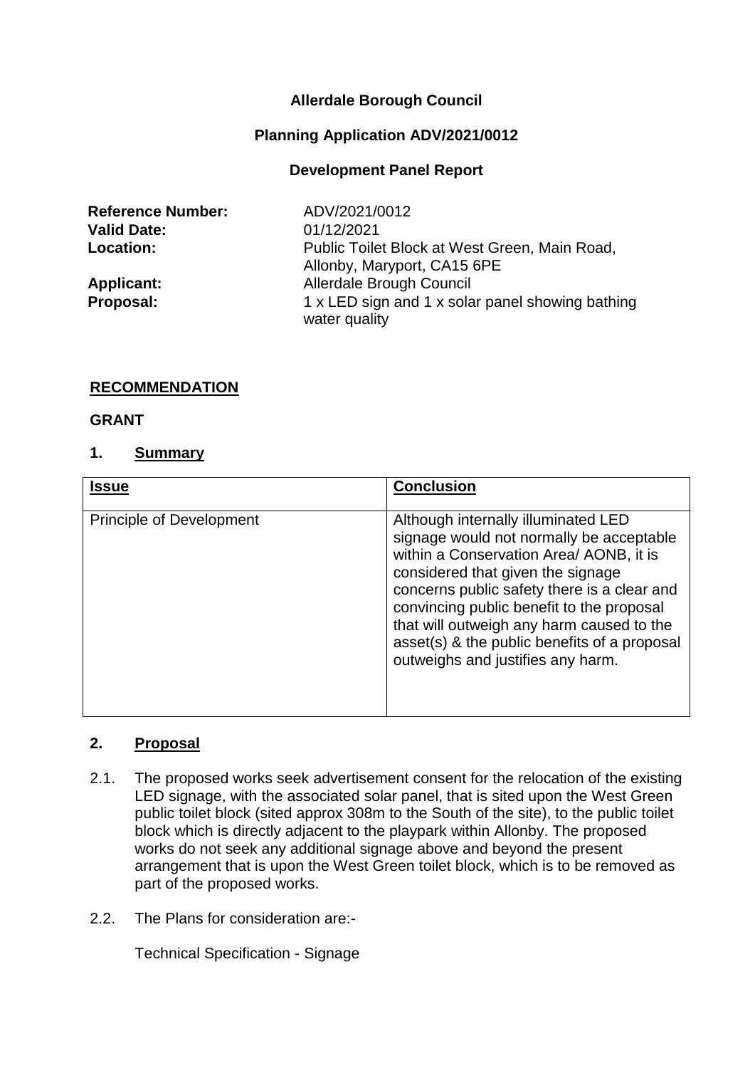**Allerdale Borough Council**

**Planning Application ADV/2021/0012**

**Development Panel Report**

| | |
|---|---|
| **Reference Number:** | ADV/2021/0012 |
| **Valid Date:** | 01/12/2021 |
| **Location:** | Public Toilet Block at West Green, Main Road, Allonby, Maryport, CA15 6PE |
| **Applicant:** | Allerdale Brough Council |
| **Proposal:** | 1 x LED sign and 1 x solar panel showing bathing water quality |

## RECOMMENDATION

**GRANT**

## 1. Summary

| **Issue** | **Conclusion** |
|---|---|
| Principle of Development | Although internally illuminated LED signage would not normally be acceptable within a Conservation Area/ AONB, it is considered that given the signage concerns public safety there is a clear and convincing public benefit to the proposal that will outweigh any harm caused to the asset(s) & the public benefits of a proposal outweighs and justifies any harm. |

## 2. Proposal

2.1. The proposed works seek advertisement consent for the relocation of the existing LED signage, with the associated solar panel, that is sited upon the West Green public toilet block (sited approx 308m to the South of the site), to the public toilet block which is directly adjacent to the playpark within Allonby. The proposed works do not seek any additional signage above and beyond the present arrangement that is upon the West Green toilet block, which is to be removed as part of the proposed works.

2.2. The Plans for consideration are:-

Technical Specification - Signage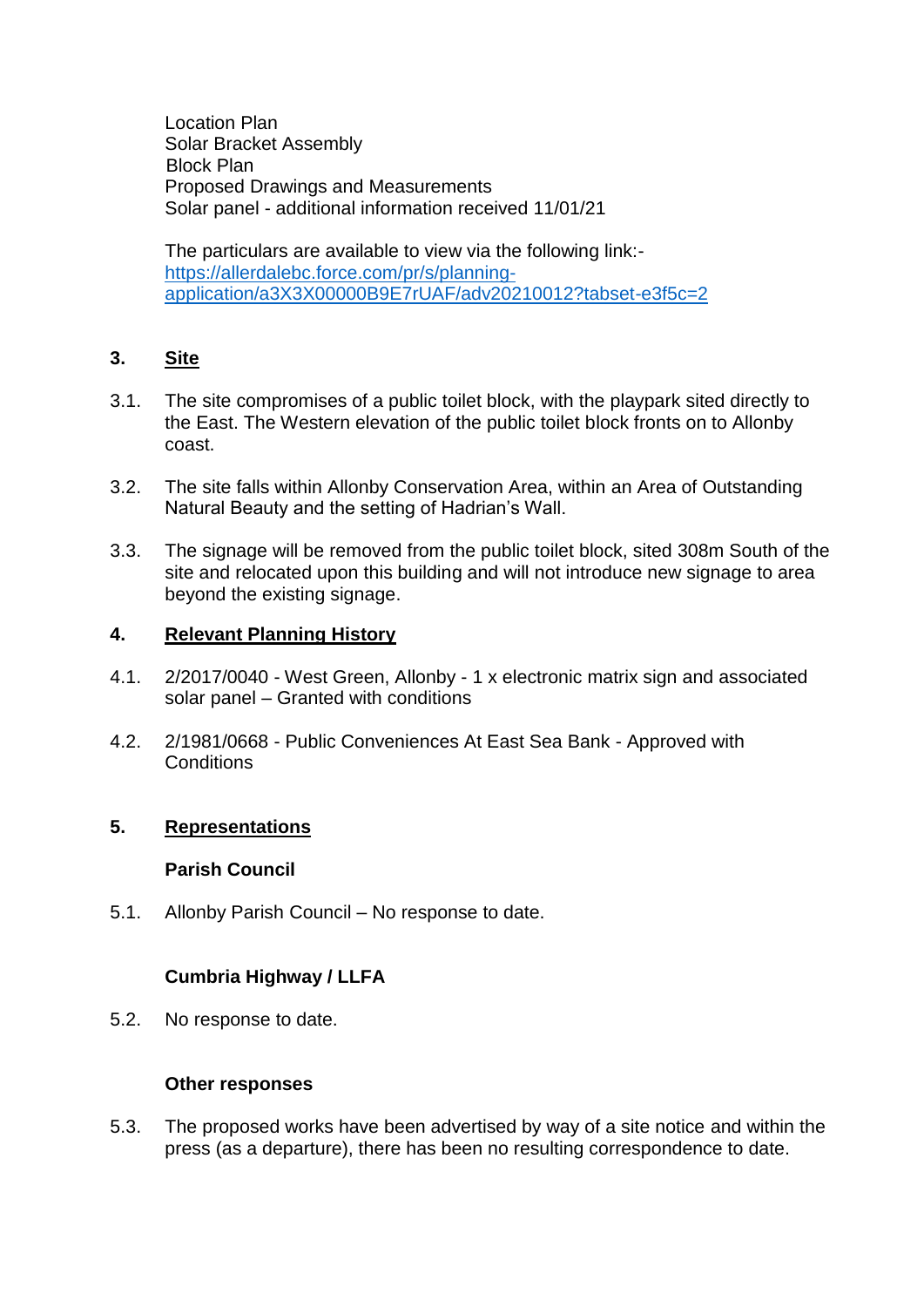Location Plan
Solar Bracket Assembly
Block Plan
Proposed Drawings and Measurements
Solar panel - additional information received 11/01/21

The particulars are available to view via the following link:-
[https://allerdalebc.force.com/pr/s/planning-application/a3X3X00000B9E7rUAF/adv20210012?tabset-e3f5c=2](https://allerdalebc.force.com/pr/s/planning-application/a3X3X00000B9E7rUAF/adv20210012?tabset-e3f5c=2)

## 3. Site

3.1. The site compromises of a public toilet block, with the playpark sited directly to the East. The Western elevation of the public toilet block fronts on to Allonby coast.

3.2. The site falls within Allonby Conservation Area, within an Area of Outstanding Natural Beauty and the setting of Hadrian's Wall.

3.3. The signage will be removed from the public toilet block, sited 308m South of the site and relocated upon this building and will not introduce new signage to area beyond the existing signage.

## 4. Relevant Planning History

4.1. 2/2017/0040 - West Green, Allonby - 1 x electronic matrix sign and associated solar panel – Granted with conditions

4.2. 2/1981/0668 - Public Conveniences At East Sea Bank - Approved with Conditions

## 5. Representations

**Parish Council**

5.1. Allonby Parish Council – No response to date.

**Cumbria Highway / LLFA**

5.2. No response to date.

**Other responses**

5.3. The proposed works have been advertised by way of a site notice and within the press (as a departure), there has been no resulting correspondence to date.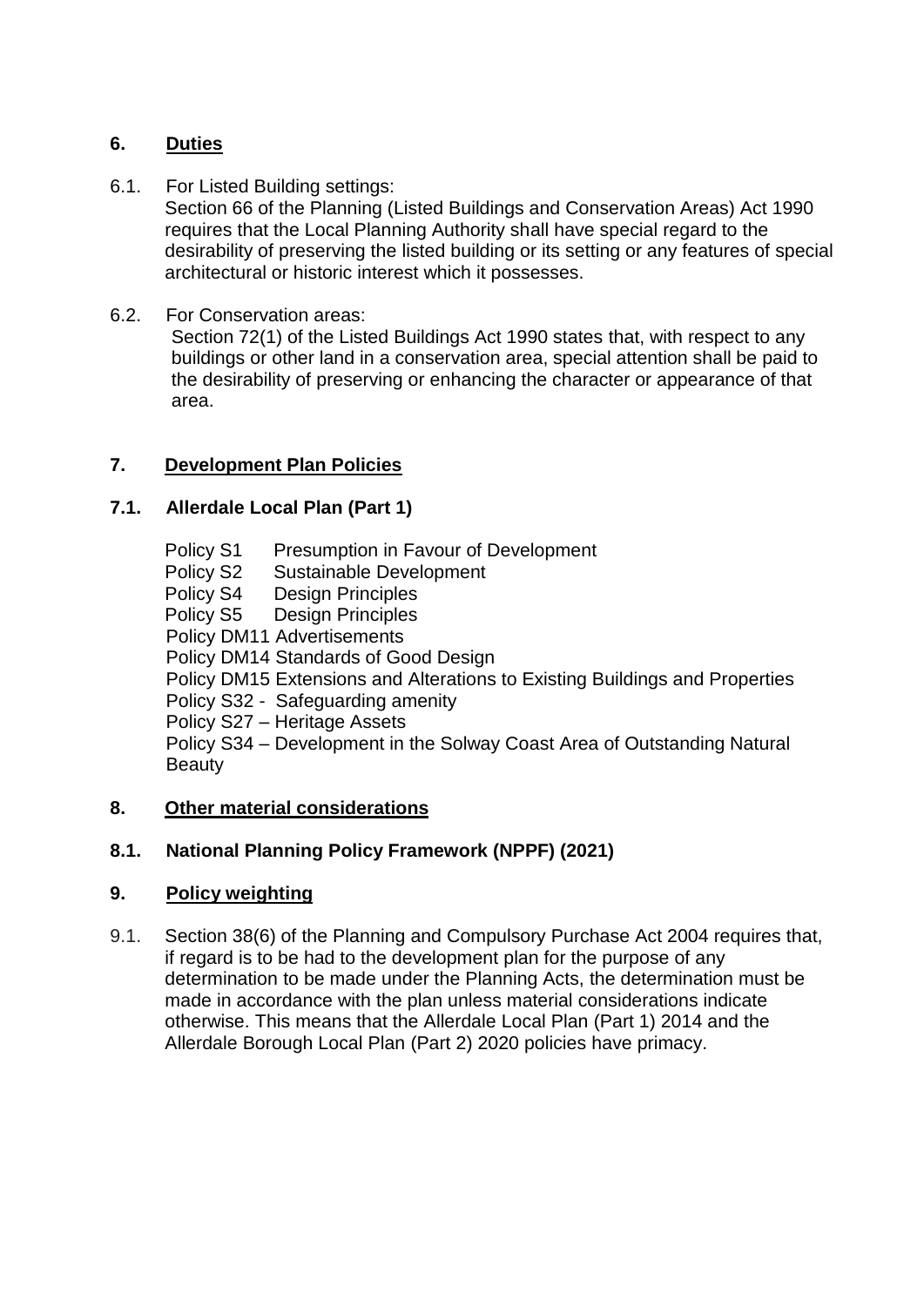## 6. Duties

6.1. For Listed Building settings:
Section 66 of the Planning (Listed Buildings and Conservation Areas) Act 1990 requires that the Local Planning Authority shall have special regard to the desirability of preserving the listed building or its setting or any features of special architectural or historic interest which it possesses.

6.2. For Conservation areas:
Section 72(1) of the Listed Buildings Act 1990 states that, with respect to any buildings or other land in a conservation area, special attention shall be paid to the desirability of preserving or enhancing the character or appearance of that area.

## 7. Development Plan Policies

### 7.1. Allerdale Local Plan (Part 1)

Policy S1 Presumption in Favour of Development
Policy S2 Sustainable Development
Policy S4 Design Principles
Policy S5 Design Principles
Policy DM11 Advertisements
Policy DM14 Standards of Good Design
Policy DM15 Extensions and Alterations to Existing Buildings and Properties
Policy S32 - Safeguarding amenity
Policy S27 – Heritage Assets
Policy S34 – Development in the Solway Coast Area of Outstanding Natural Beauty

## 8. Other material considerations

### 8.1. National Planning Policy Framework (NPPF) (2021)

## 9. Policy weighting

9.1. Section 38(6) of the Planning and Compulsory Purchase Act 2004 requires that, if regard is to be had to the development plan for the purpose of any determination to be made under the Planning Acts, the determination must be made in accordance with the plan unless material considerations indicate otherwise. This means that the Allerdale Local Plan (Part 1) 2014 and the Allerdale Borough Local Plan (Part 2) 2020 policies have primacy.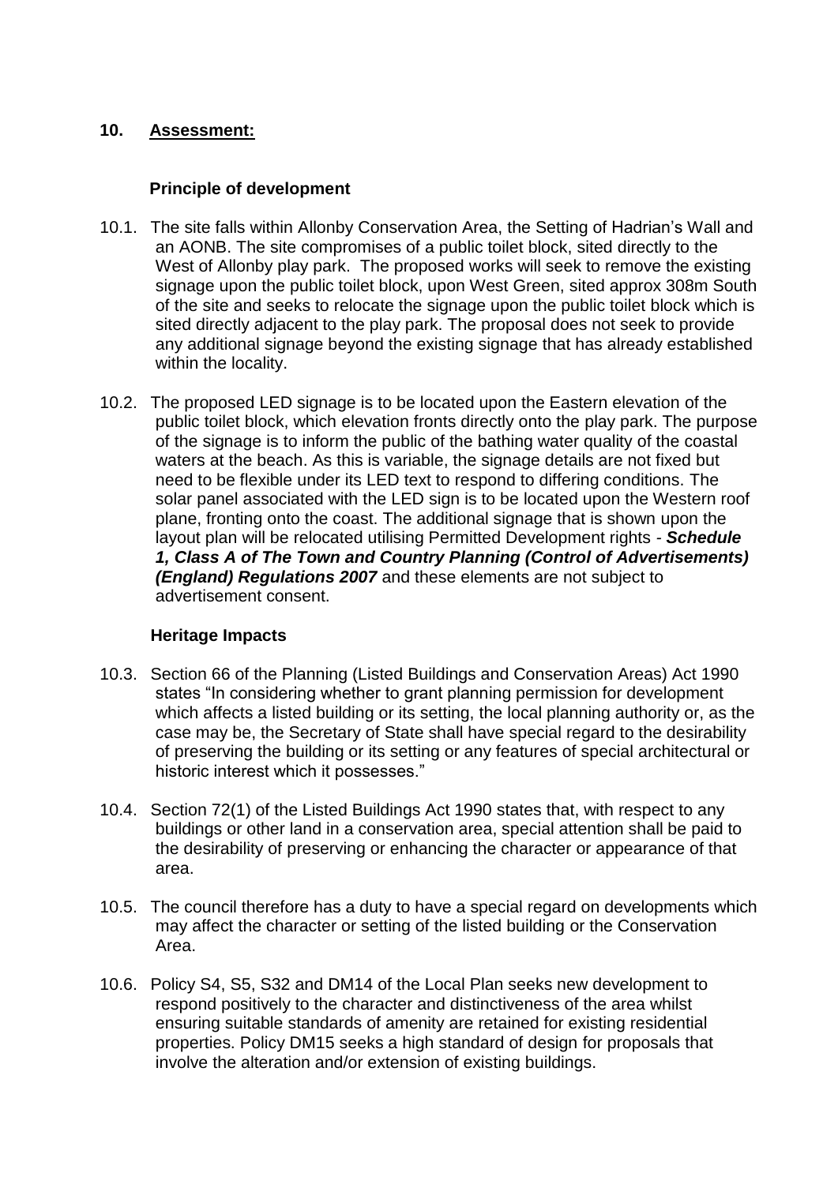## 10. <u>Assessment:</u>

### Principle of development

10.1. The site falls within Allonby Conservation Area, the Setting of Hadrian's Wall and an AONB. The site compromises of a public toilet block, sited directly to the West of Allonby play park. The proposed works will seek to remove the existing signage upon the public toilet block, upon West Green, sited approx 308m South of the site and seeks to relocate the signage upon the public toilet block which is sited directly adjacent to the play park. The proposal does not seek to provide any additional signage beyond the existing signage that has already established within the locality.

10.2. The proposed LED signage is to be located upon the Eastern elevation of the public toilet block, which elevation fronts directly onto the play park. The purpose of the signage is to inform the public of the bathing water quality of the coastal waters at the beach. As this is variable, the signage details are not fixed but need to be flexible under its LED text to respond to differing conditions. The solar panel associated with the LED sign is to be located upon the Western roof plane, fronting onto the coast. The additional signage that is shown upon the layout plan will be relocated utilising Permitted Development rights - ***Schedule 1, Class A of The Town and Country Planning (Control of Advertisements) (England) Regulations 2007*** and these elements are not subject to advertisement consent.

### Heritage Impacts

10.3. Section 66 of the Planning (Listed Buildings and Conservation Areas) Act 1990 states "In considering whether to grant planning permission for development which affects a listed building or its setting, the local planning authority or, as the case may be, the Secretary of State shall have special regard to the desirability of preserving the building or its setting or any features of special architectural or historic interest which it possesses."

10.4. Section 72(1) of the Listed Buildings Act 1990 states that, with respect to any buildings or other land in a conservation area, special attention shall be paid to the desirability of preserving or enhancing the character or appearance of that area.

10.5. The council therefore has a duty to have a special regard on developments which may affect the character or setting of the listed building or the Conservation Area.

10.6. Policy S4, S5, S32 and DM14 of the Local Plan seeks new development to respond positively to the character and distinctiveness of the area whilst ensuring suitable standards of amenity are retained for existing residential properties. Policy DM15 seeks a high standard of design for proposals that involve the alteration and/or extension of existing buildings.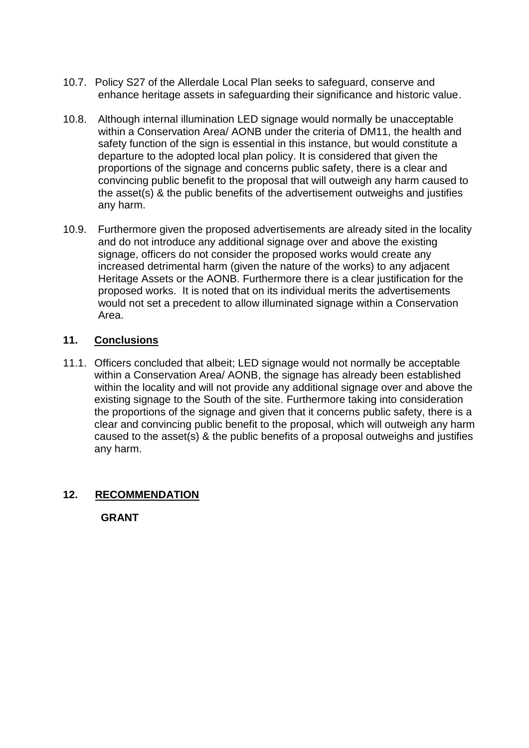10.7. Policy S27 of the Allerdale Local Plan seeks to safeguard, conserve and enhance heritage assets in safeguarding their significance and historic value.

10.8. Although internal illumination LED signage would normally be unacceptable within a Conservation Area/ AONB under the criteria of DM11, the health and safety function of the sign is essential in this instance, but would constitute a departure to the adopted local plan policy. It is considered that given the proportions of the signage and concerns public safety, there is a clear and convincing public benefit to the proposal that will outweigh any harm caused to the asset(s) & the public benefits of the advertisement outweighs and justifies any harm.

10.9. Furthermore given the proposed advertisements are already sited in the locality and do not introduce any additional signage over and above the existing signage, officers do not consider the proposed works would create any increased detrimental harm (given the nature of the works) to any adjacent Heritage Assets or the AONB. Furthermore there is a clear justification for the proposed works. It is noted that on its individual merits the advertisements would not set a precedent to allow illuminated signage within a Conservation Area.

## 11. Conclusions

11.1. Officers concluded that albeit; LED signage would not normally be acceptable within a Conservation Area/ AONB, the signage has already been established within the locality and will not provide any additional signage over and above the existing signage to the South of the site. Furthermore taking into consideration the proportions of the signage and given that it concerns public safety, there is a clear and convincing public benefit to the proposal, which will outweigh any harm caused to the asset(s) & the public benefits of a proposal outweighs and justifies any harm.

## 12. RECOMMENDATION

**GRANT**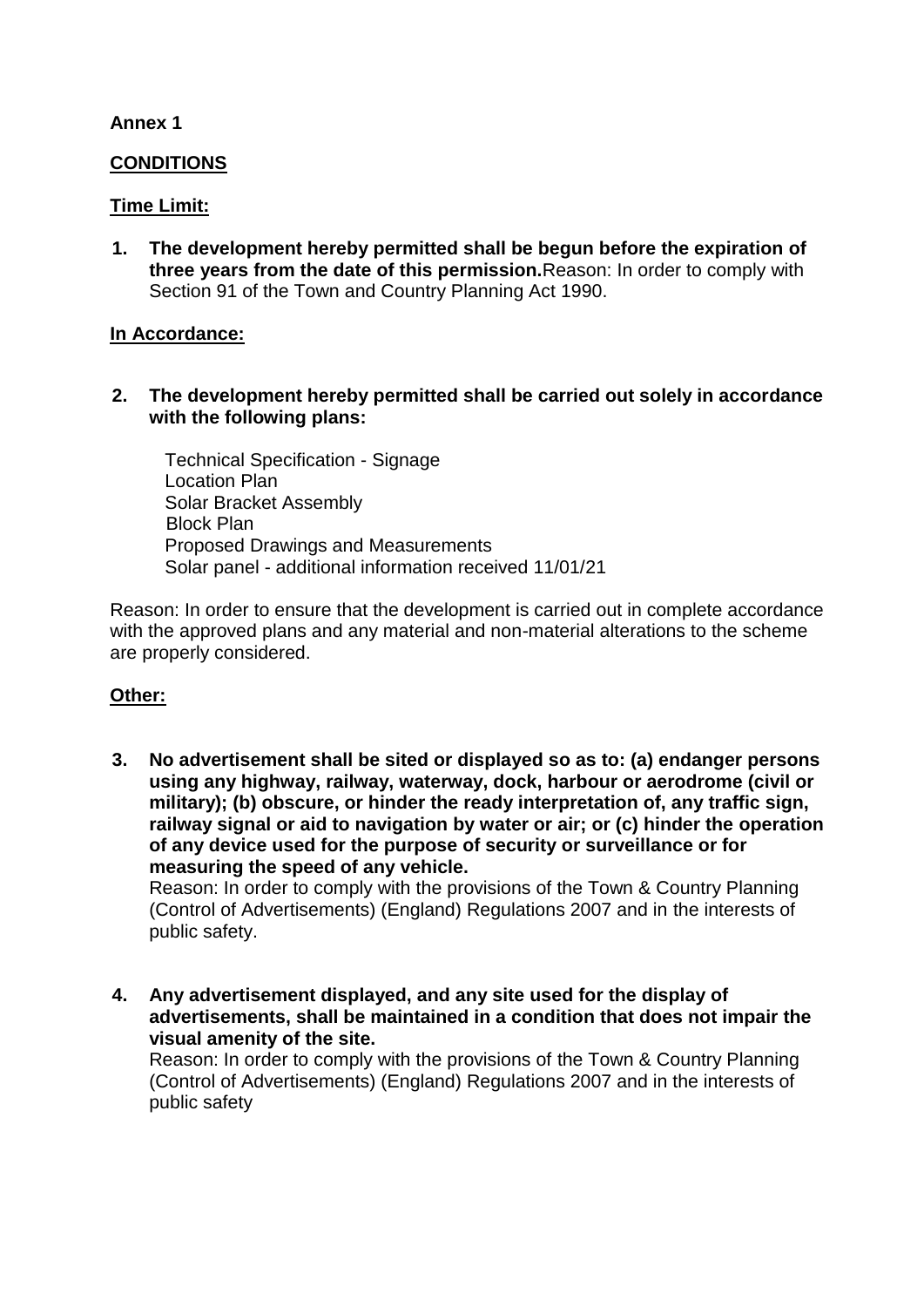**Annex 1**

**CONDITIONS**

**Time Limit:**

1. **The development hereby permitted shall be begun before the expiration of three years from the date of this permission.** Reason: In order to comply with Section 91 of the Town and Country Planning Act 1990.

**In Accordance:**

2. **The development hereby permitted shall be carried out solely in accordance with the following plans:**

   Technical Specification - Signage
   Location Plan
   Solar Bracket Assembly
   Block Plan
   Proposed Drawings and Measurements
   Solar panel - additional information received 11/01/21

Reason: In order to ensure that the development is carried out in complete accordance with the approved plans and any material and non-material alterations to the scheme are properly considered.

**Other:**

3. **No advertisement shall be sited or displayed so as to: (a) endanger persons using any highway, railway, waterway, dock, harbour or aerodrome (civil or military); (b) obscure, or hinder the ready interpretation of, any traffic sign, railway signal or aid to navigation by water or air; or (c) hinder the operation of any device used for the purpose of security or surveillance or for measuring the speed of any vehicle.**
   Reason: In order to comply with the provisions of the Town & Country Planning (Control of Advertisements) (England) Regulations 2007 and in the interests of public safety.

4. **Any advertisement displayed, and any site used for the display of advertisements, shall be maintained in a condition that does not impair the visual amenity of the site.**
   Reason: In order to comply with the provisions of the Town & Country Planning (Control of Advertisements) (England) Regulations 2007 and in the interests of public safety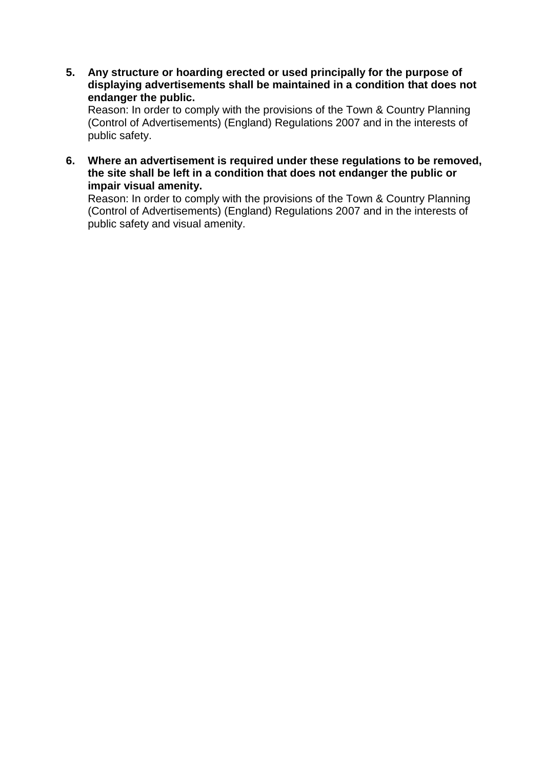5. **Any structure or hoarding erected or used principally for the purpose of displaying advertisements shall be maintained in a condition that does not endanger the public.**
   Reason: In order to comply with the provisions of the Town & Country Planning (Control of Advertisements) (England) Regulations 2007 and in the interests of public safety.

6. **Where an advertisement is required under these regulations to be removed, the site shall be left in a condition that does not endanger the public or impair visual amenity.**
   Reason: In order to comply with the provisions of the Town & Country Planning (Control of Advertisements) (England) Regulations 2007 and in the interests of public safety and visual amenity.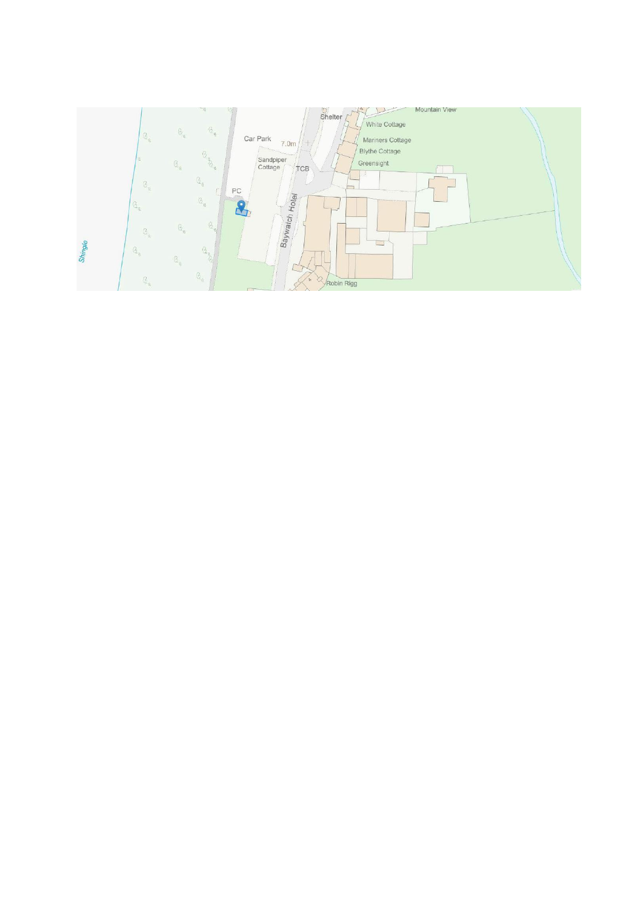Shingle

Car Park

7.0m

Sandpiper Cottage

TCB

PC

Baywatch Hotel

Shelter

White Cottage

Mariners Cottage

Blythe Cottage

Greensight

Mountain View

Robin Rigg